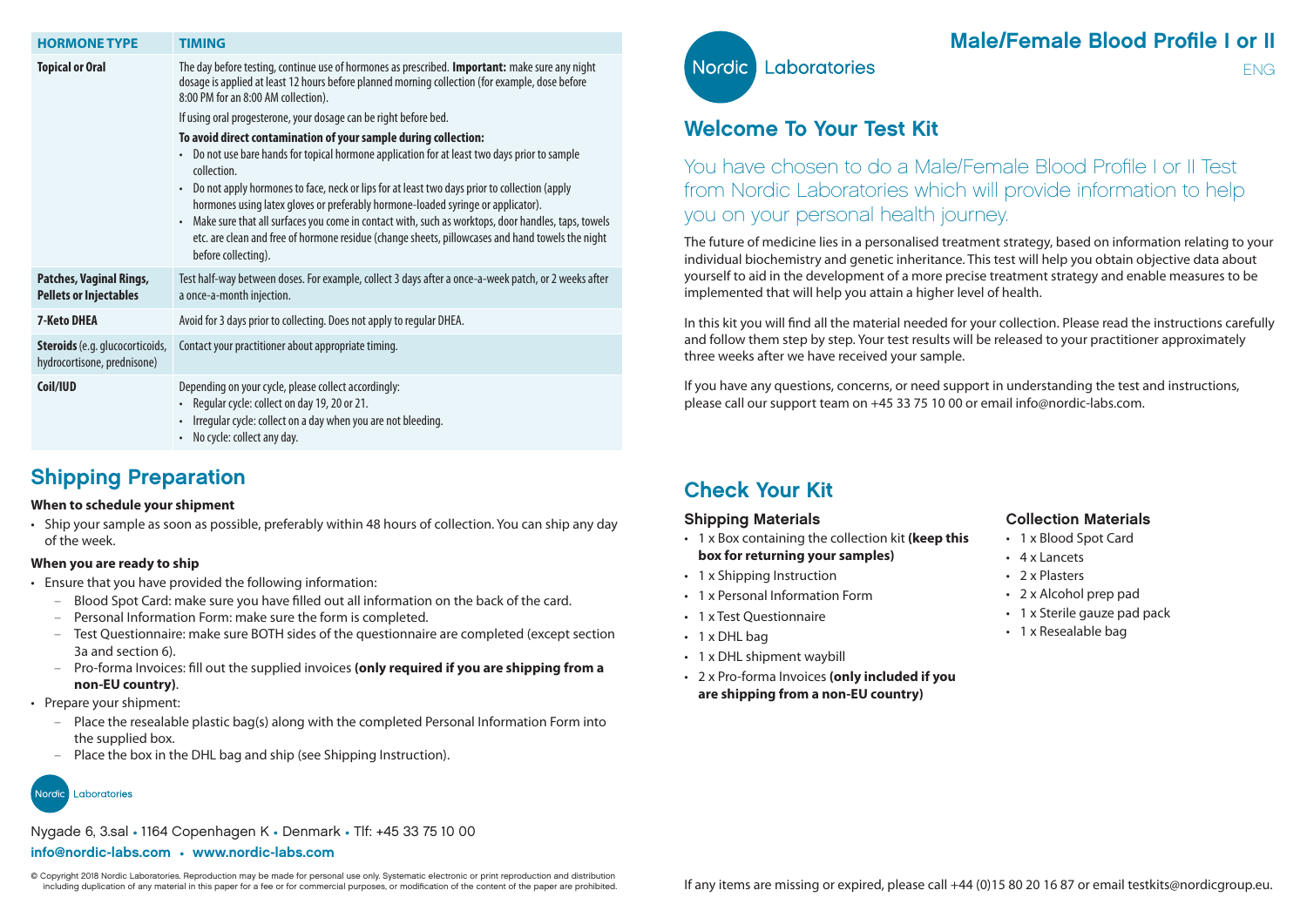# Male/Female Blood Profile I or II

ENG

Nordic Laboratories

## Welcome To Your Test Kit

You have chosen to do a Male/Female Blood Profile I or II Test from Nordic Laboratories which will provide information to help you on your personal health journey.

The future of medicine lies in a personalised treatment strategy, based on information relating to your individual biochemistry and genetic inheritance. This test will help you obtain objective data about yourself to aid in the development of a more precise treatment strategy and enable measures to be implemented that will help you attain a higher level of health.

In this kit you will find all the material needed for your collection. Please read the instructions carefully and follow them step by step. Your test results will be released to your practitioner approximately three weeks after we have received your sample.

If you have any questions, concerns, or need support in understanding the test and instructions, please call our support team on +45 33 75 10 00 or email info@nordic-labs.com.

## Check Your Kit

### Shipping Materials

- 1 x Box containing the collection kit **(keep this box for returning your samples)**
- 1 x Shipping Instruction
- 1 x Personal Information Form
- 1 x Test Questionnaire
- 1 x DHL bag
- 1 x DHL shipment waybill
- 2 x Pro-forma Invoices **(only included if you are shipping from a non-EU country)**

### Collection Materials

- 1 x Blood Spot Card
- 4 x Lancets
- 2 x Plasters
- 2 x Alcohol prep pad
- 1 x Sterile gauze pad pack
- 1 x Resealable bag

If any items are missing or expired, please call +44 (0)15 80 20 16 87 or email testkits@nordicgroup.eu.

| HORMONE TYPE | TIMING |
|---|---|
| **Topical or Oral** | The day before testing, continue use of hormones as prescribed. **Important:** make sure any night dosage is applied at least 12 hours before planned morning collection (for example, dose before 8:00 PM for an 8:00 AM collection).<br><br>If using oral progesterone, your dosage can be right before bed.<br><br>**To avoid direct contamination of your sample during collection:**<br>• Do not use bare hands for topical hormone application for at least two days prior to sample collection.<br>• Do not apply hormones to face, neck or lips for at least two days prior to collection (apply hormones using latex gloves or preferably hormone-loaded syringe or applicator).<br>• Make sure that all surfaces you come in contact with, such as worktops, door handles, taps, towels etc. are clean and free of hormone residue (change sheets, pillowcases and hand towels the night before collecting). |
| **Patches, Vaginal Rings, Pellets or Injectables** | Test half-way between doses. For example, collect 3 days after a once-a-week patch, or 2 weeks after a once-a-month injection. |
| **7-Keto DHEA** | Avoid for 3 days prior to collecting. Does not apply to regular DHEA. |
| **Steroids** (e.g. glucocorticoids, hydrocortisone, prednisone) | Contact your practitioner about appropriate timing. |
| **Coil/IUD** | Depending on your cycle, please collect accordingly:<br>• Regular cycle: collect on day 19, 20 or 21.<br>• Irregular cycle: collect on a day when you are not bleeding.<br>• No cycle: collect any day. |

## Shipping Preparation

**When to schedule your shipment**

- Ship your sample as soon as possible, preferably within 48 hours of collection. You can ship any day of the week.

**When you are ready to ship**

- Ensure that you have provided the following information:
  - Blood Spot Card: make sure you have filled out all information on the back of the card.
  - Personal Information Form: make sure the form is completed.
  - Test Questionnaire: make sure BOTH sides of the questionnaire are completed (except section 3a and section 6).
  - Pro-forma Invoices: fill out the supplied invoices **(only required if you are shipping from a non-EU country)**.
- Prepare your shipment:
  - Place the resealable plastic bag(s) along with the completed Personal Information Form into the supplied box.
  - Place the box in the DHL bag and ship (see Shipping Instruction).

Nordic Laboratories

Nygade 6, 3.sal • 1164 Copenhagen K • Denmark • Tlf: +45 33 75 10 00

**info@nordic-labs.com • www.nordic-labs.com**

© Copyright 2018 Nordic Laboratories. Reproduction may be made for personal use only. Systematic electronic or print reproduction and distribution including duplication of any material in this paper for a fee or for commercial purposes, or modification of the content of the paper are prohibited.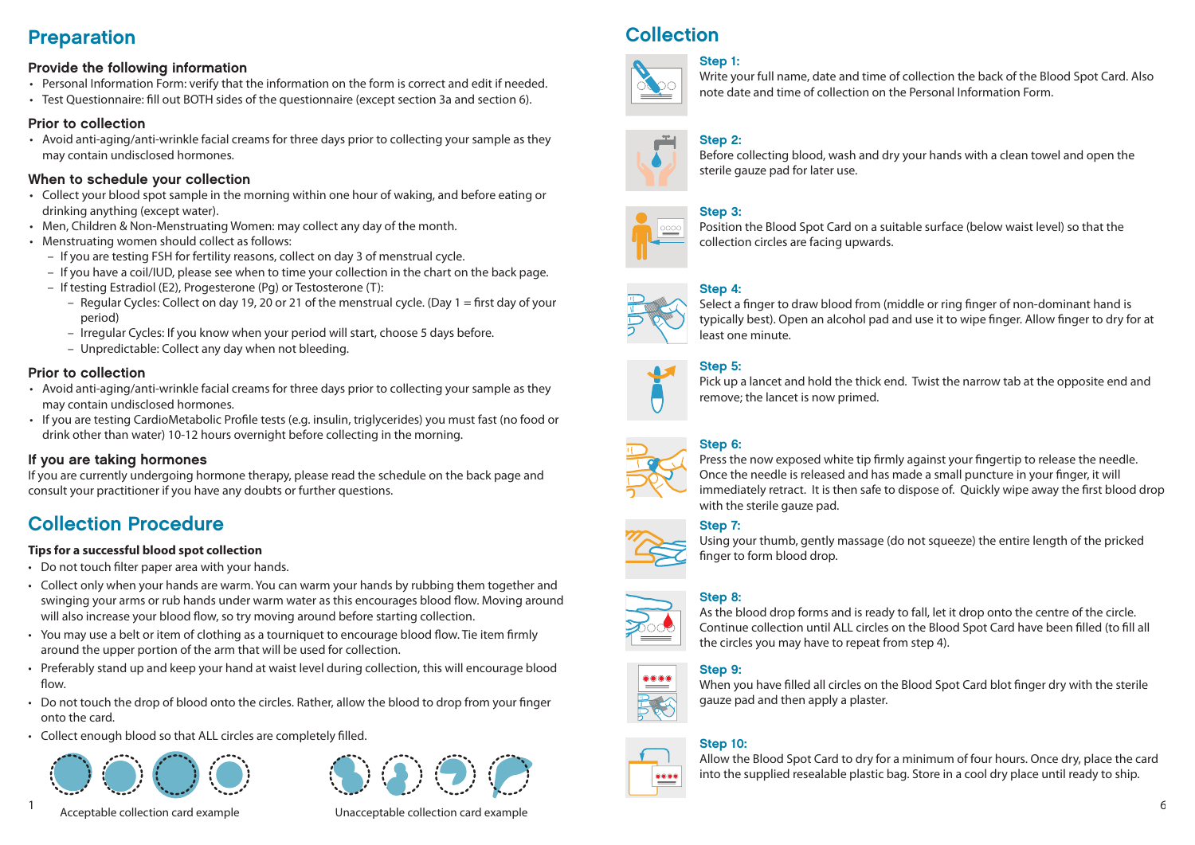## Preparation

### Provide the following information

- Personal Information Form: verify that the information on the form is correct and edit if needed.
- Test Questionnaire: fill out BOTH sides of the questionnaire (except section 3a and section 6).

### Prior to collection

- Avoid anti-aging/anti-wrinkle facial creams for three days prior to collecting your sample as they may contain undisclosed hormones.

### When to schedule your collection

- Collect your blood spot sample in the morning within one hour of waking, and before eating or drinking anything (except water).
- Men, Children & Non-Menstruating Women: may collect any day of the month.
- Menstruating women should collect as follows:
  - If you are testing FSH for fertility reasons, collect on day 3 of menstrual cycle.
  - If you have a coil/IUD, please see when to time your collection in the chart on the back page.
  - If testing Estradiol (E2), Progesterone (Pg) or Testosterone (T):
    - Regular Cycles: Collect on day 19, 20 or 21 of the menstrual cycle. (Day 1 = first day of your period)
    - Irregular Cycles: If you know when your period will start, choose 5 days before.
    - Unpredictable: Collect any day when not bleeding.

### Prior to collection

- Avoid anti-aging/anti-wrinkle facial creams for three days prior to collecting your sample as they may contain undisclosed hormones.
- If you are testing CardioMetabolic Profile tests (e.g. insulin, triglycerides) you must fast (no food or drink other than water) 10-12 hours overnight before collecting in the morning.

### If you are taking hormones

If you are currently undergoing hormone therapy, please read the schedule on the back page and consult your practitioner if you have any doubts or further questions.

## Collection Procedure

**Tips for a successful blood spot collection**

- Do not touch filter paper area with your hands.
- Collect only when your hands are warm. You can warm your hands by rubbing them together and swinging your arms or rub hands under warm water as this encourages blood flow. Moving around will also increase your blood flow, so try moving around before starting collection.
- You may use a belt or item of clothing as a tourniquet to encourage blood flow. Tie item firmly around the upper portion of the arm that will be used for collection.
- Preferably stand up and keep your hand at waist level during collection, this will encourage blood flow.
- Do not touch the drop of blood onto the circles. Rather, allow the blood to drop from your finger onto the card.
- Collect enough blood so that ALL circles are completely filled.

Acceptable collection card example

Unacceptable collection card example

## Collection

**Step 1:**
Write your full name, date and time of collection the back of the Blood Spot Card. Also note date and time of collection on the Personal Information Form.

**Step 2:**
Before collecting blood, wash and dry your hands with a clean towel and open the sterile gauze pad for later use.

**Step 3:**
Position the Blood Spot Card on a suitable surface (below waist level) so that the collection circles are facing upwards.

**Step 4:**
Select a finger to draw blood from (middle or ring finger of non-dominant hand is typically best). Open an alcohol pad and use it to wipe finger. Allow finger to dry for at least one minute.

**Step 5:**
Pick up a lancet and hold the thick end. Twist the narrow tab at the opposite end and remove; the lancet is now primed.

**Step 6:**
Press the now exposed white tip firmly against your fingertip to release the needle. Once the needle is released and has made a small puncture in your finger, it will immediately retract. It is then safe to dispose of. Quickly wipe away the first blood drop with the sterile gauze pad.

**Step 7:**
Using your thumb, gently massage (do not squeeze) the entire length of the pricked finger to form blood drop.

**Step 8:**
As the blood drop forms and is ready to fall, let it drop onto the centre of the circle. Continue collection until ALL circles on the Blood Spot Card have been filled (to fill all the circles you may have to repeat from step 4).

**Step 9:**
When you have filled all circles on the Blood Spot Card blot finger dry with the sterile gauze pad and then apply a plaster.

**Step 10:**
Allow the Blood Spot Card to dry for a minimum of four hours. Once dry, place the card into the supplied resealable plastic bag. Store in a cool dry place until ready to ship.